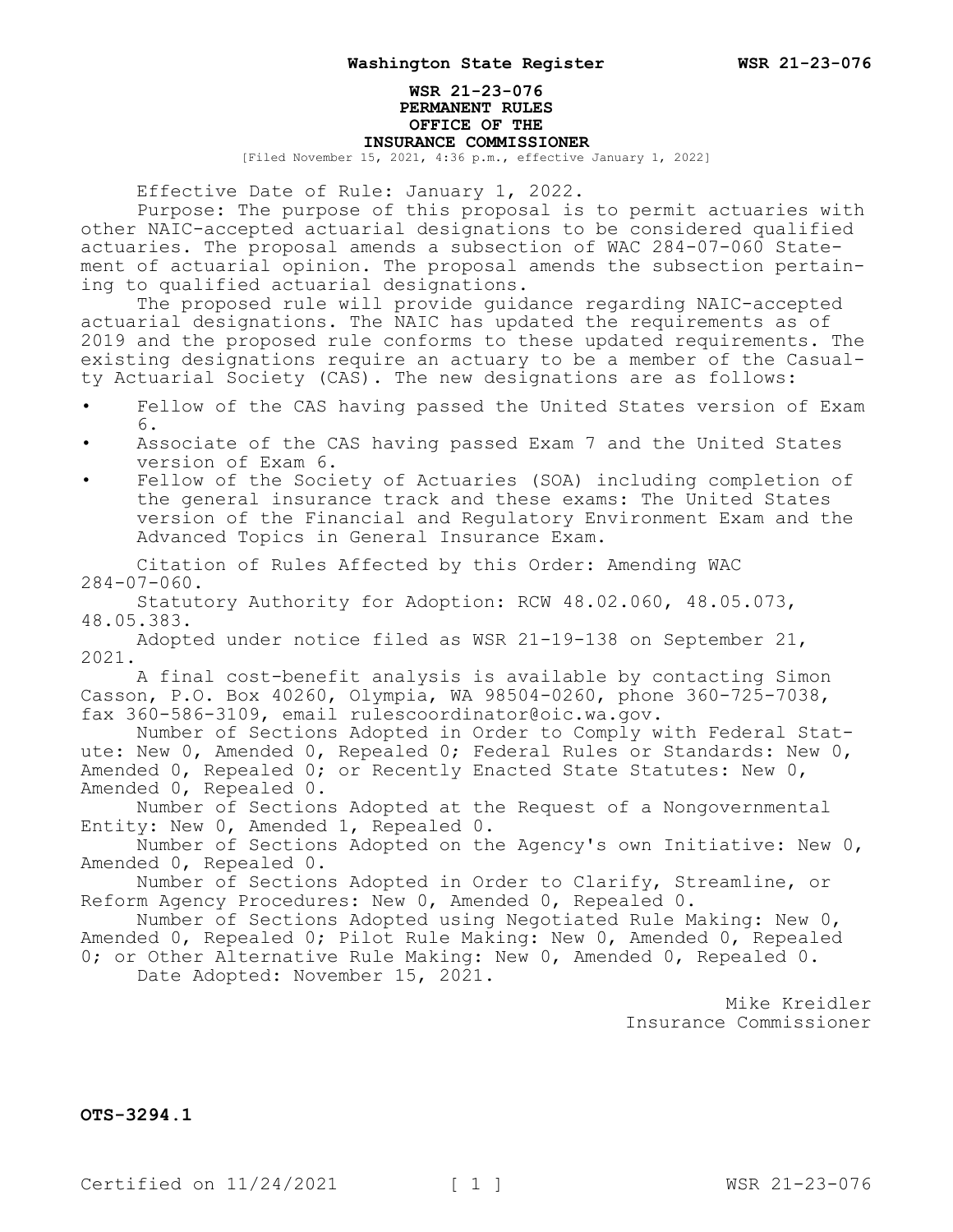# WSR 21-23-076
## PERMANENT RULES
## OFFICE OF THE INSURANCE COMMISSIONER

[Filed November 15, 2021, 4:36 p.m., effective January 1, 2022]

Effective Date of Rule: January 1, 2022.

Purpose: The purpose of this proposal is to permit actuaries with other NAIC-accepted actuarial designations to be considered qualified actuaries. The proposal amends a subsection of WAC 284-07-060 Statement of actuarial opinion. The proposal amends the subsection pertaining to qualified actuarial designations.

The proposed rule will provide guidance regarding NAIC-accepted actuarial designations. The NAIC has updated the requirements as of 2019 and the proposed rule conforms to these updated requirements. The existing designations require an actuary to be a member of the Casualty Actuarial Society (CAS). The new designations are as follows:

- Fellow of the CAS having passed the United States version of Exam 6.
- Associate of the CAS having passed Exam 7 and the United States version of Exam 6.
- Fellow of the Society of Actuaries (SOA) including completion of the general insurance track and these exams: The United States version of the Financial and Regulatory Environment Exam and the Advanced Topics in General Insurance Exam.

Citation of Rules Affected by this Order: Amending WAC 284-07-060.

Statutory Authority for Adoption: RCW 48.02.060, 48.05.073, 48.05.383.

Adopted under notice filed as WSR 21-19-138 on September 21, 2021.

A final cost-benefit analysis is available by contacting Simon Casson, P.O. Box 40260, Olympia, WA 98504-0260, phone 360-725-7038, fax 360-586-3109, email rulescoordinator@oic.wa.gov.

Number of Sections Adopted in Order to Comply with Federal Statute: New 0, Amended 0, Repealed 0; Federal Rules or Standards: New 0, Amended 0, Repealed 0; or Recently Enacted State Statutes: New 0, Amended 0, Repealed 0.

Number of Sections Adopted at the Request of a Nongovernmental Entity: New 0, Amended 1, Repealed 0.

Number of Sections Adopted on the Agency's own Initiative: New 0, Amended 0, Repealed 0.

Number of Sections Adopted in Order to Clarify, Streamline, or Reform Agency Procedures: New 0, Amended 0, Repealed 0.

Number of Sections Adopted using Negotiated Rule Making: New 0, Amended 0, Repealed 0; Pilot Rule Making: New 0, Amended 0, Repealed 0; or Other Alternative Rule Making: New 0, Amended 0, Repealed 0.

Date Adopted: November 15, 2021.

Mike Kreidler
Insurance Commissioner

**OTS-3294.1**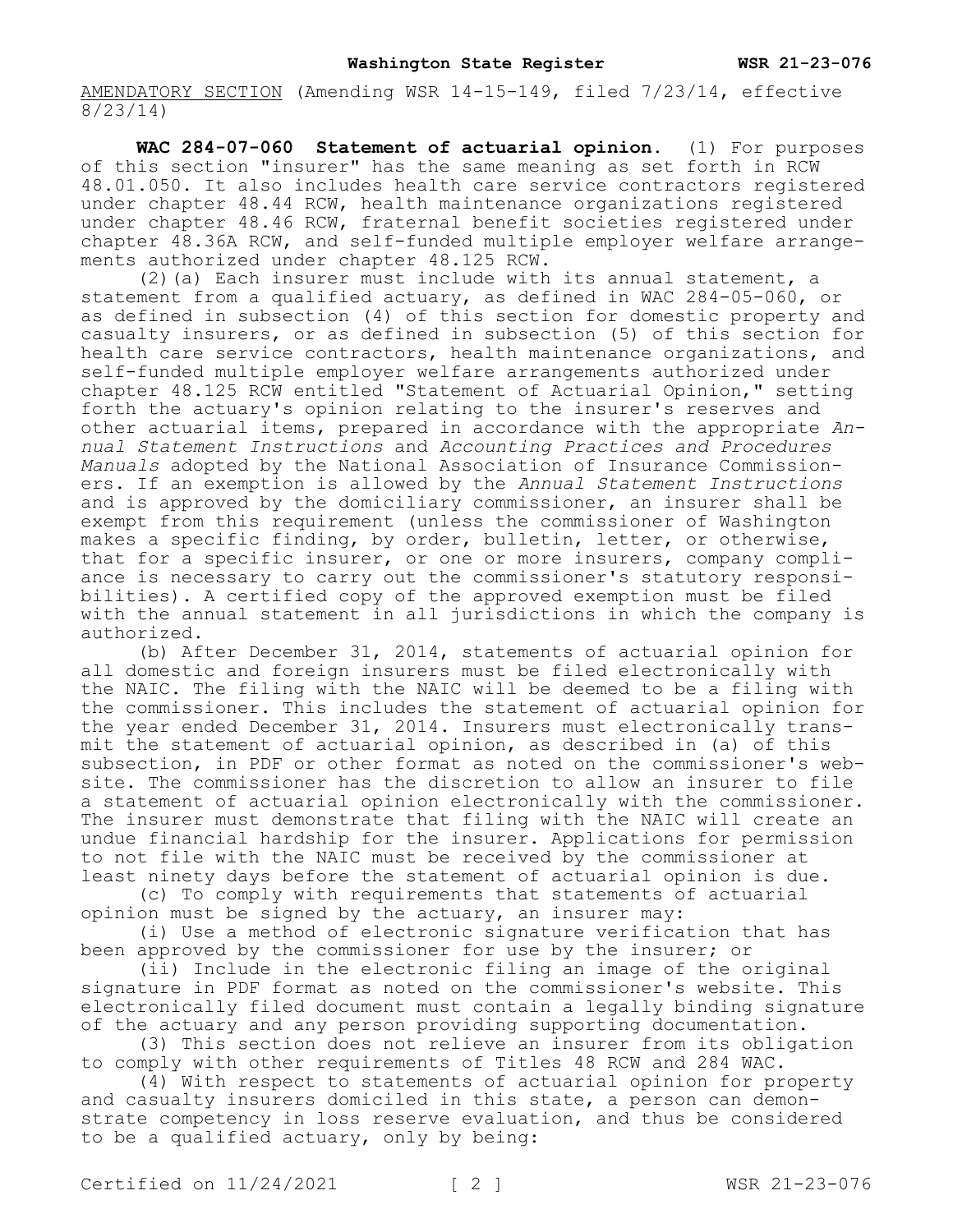AMENDATORY SECTION (Amending WSR 14-15-149, filed 7/23/14, effective 8/23/14)

**WAC 284-07-060 Statement of actuarial opinion.** (1) For purposes of this section "insurer" has the same meaning as set forth in RCW 48.01.050. It also includes health care service contractors registered under chapter 48.44 RCW, health maintenance organizations registered under chapter 48.46 RCW, fraternal benefit societies registered under chapter 48.36A RCW, and self-funded multiple employer welfare arrangements authorized under chapter 48.125 RCW.

(2)(a) Each insurer must include with its annual statement, a statement from a qualified actuary, as defined in WAC 284-05-060, or as defined in subsection (4) of this section for domestic property and casualty insurers, or as defined in subsection (5) of this section for health care service contractors, health maintenance organizations, and self-funded multiple employer welfare arrangements authorized under chapter 48.125 RCW entitled "Statement of Actuarial Opinion," setting forth the actuary's opinion relating to the insurer's reserves and other actuarial items, prepared in accordance with the appropriate *Annual Statement Instructions* and *Accounting Practices and Procedures Manuals* adopted by the National Association of Insurance Commissioners. If an exemption is allowed by the *Annual Statement Instructions* and is approved by the domiciliary commissioner, an insurer shall be exempt from this requirement (unless the commissioner of Washington makes a specific finding, by order, bulletin, letter, or otherwise, that for a specific insurer, or one or more insurers, company compliance is necessary to carry out the commissioner's statutory responsibilities). A certified copy of the approved exemption must be filed with the annual statement in all jurisdictions in which the company is authorized.

(b) After December 31, 2014, statements of actuarial opinion for all domestic and foreign insurers must be filed electronically with the NAIC. The filing with the NAIC will be deemed to be a filing with the commissioner. This includes the statement of actuarial opinion for the year ended December 31, 2014. Insurers must electronically transmit the statement of actuarial opinion, as described in (a) of this subsection, in PDF or other format as noted on the commissioner's website. The commissioner has the discretion to allow an insurer to file a statement of actuarial opinion electronically with the commissioner. The insurer must demonstrate that filing with the NAIC will create an undue financial hardship for the insurer. Applications for permission to not file with the NAIC must be received by the commissioner at least ninety days before the statement of actuarial opinion is due.

(c) To comply with requirements that statements of actuarial opinion must be signed by the actuary, an insurer may:

(i) Use a method of electronic signature verification that has been approved by the commissioner for use by the insurer; or

(ii) Include in the electronic filing an image of the original signature in PDF format as noted on the commissioner's website. This electronically filed document must contain a legally binding signature of the actuary and any person providing supporting documentation.

(3) This section does not relieve an insurer from its obligation to comply with other requirements of Titles 48 RCW and 284 WAC.

(4) With respect to statements of actuarial opinion for property and casualty insurers domiciled in this state, a person can demonstrate competency in loss reserve evaluation, and thus be considered to be a qualified actuary, only by being: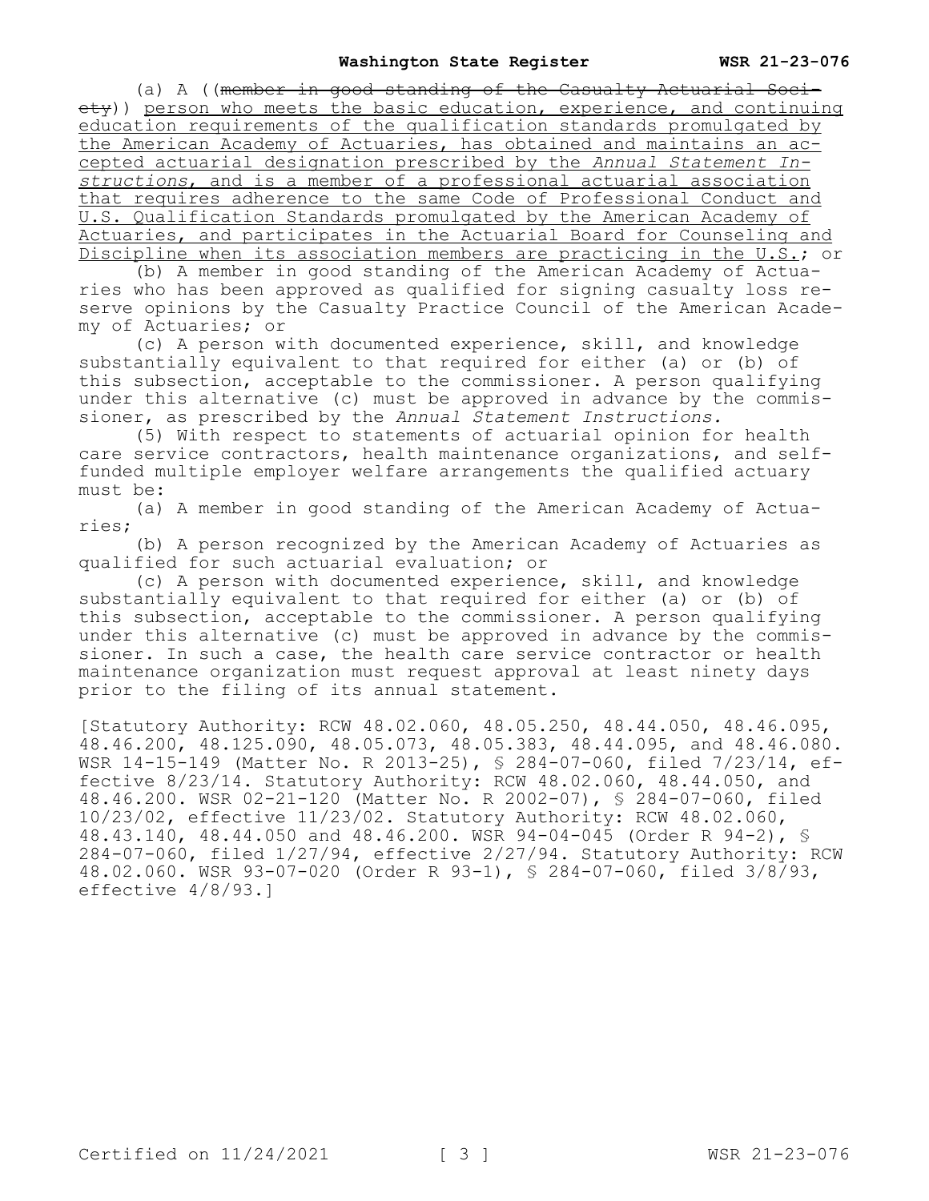(a) A ((~~member in good standing of the Casualty Actuarial Society~~)) <u>person who meets the basic education, experience, and continuing education requirements of the qualification standards promulgated by the American Academy of Actuaries, has obtained and maintains an accepted actuarial designation prescribed by the *Annual Statement Instructions*, and is a member of a professional actuarial association that requires adherence to the same Code of Professional Conduct and U.S. Qualification Standards promulgated by the American Academy of Actuaries, and participates in the Actuarial Board for Counseling and Discipline when its association members are practicing in the U.S.</u>; or

(b) A member in good standing of the American Academy of Actuaries who has been approved as qualified for signing casualty loss reserve opinions by the Casualty Practice Council of the American Academy of Actuaries; or

(c) A person with documented experience, skill, and knowledge substantially equivalent to that required for either (a) or (b) of this subsection, acceptable to the commissioner. A person qualifying under this alternative (c) must be approved in advance by the commissioner, as prescribed by the *Annual Statement Instructions.*

(5) With respect to statements of actuarial opinion for health care service contractors, health maintenance organizations, and self-funded multiple employer welfare arrangements the qualified actuary must be:

(a) A member in good standing of the American Academy of Actuaries;

(b) A person recognized by the American Academy of Actuaries as qualified for such actuarial evaluation; or

(c) A person with documented experience, skill, and knowledge substantially equivalent to that required for either (a) or (b) of this subsection, acceptable to the commissioner. A person qualifying under this alternative (c) must be approved in advance by the commissioner. In such a case, the health care service contractor or health maintenance organization must request approval at least ninety days prior to the filing of its annual statement.

[Statutory Authority: RCW 48.02.060, 48.05.250, 48.44.050, 48.46.095, 48.46.200, 48.125.090, 48.05.073, 48.05.383, 48.44.095, and 48.46.080. WSR 14-15-149 (Matter No. R 2013-25), § 284-07-060, filed 7/23/14, effective 8/23/14. Statutory Authority: RCW 48.02.060, 48.44.050, and 48.46.200. WSR 02-21-120 (Matter No. R 2002-07), § 284-07-060, filed 10/23/02, effective 11/23/02. Statutory Authority: RCW 48.02.060, 48.43.140, 48.44.050 and 48.46.200. WSR 94-04-045 (Order R 94-2), § 284-07-060, filed 1/27/94, effective 2/27/94. Statutory Authority: RCW 48.02.060. WSR 93-07-020 (Order R 93-1), § 284-07-060, filed 3/8/93, effective 4/8/93.]